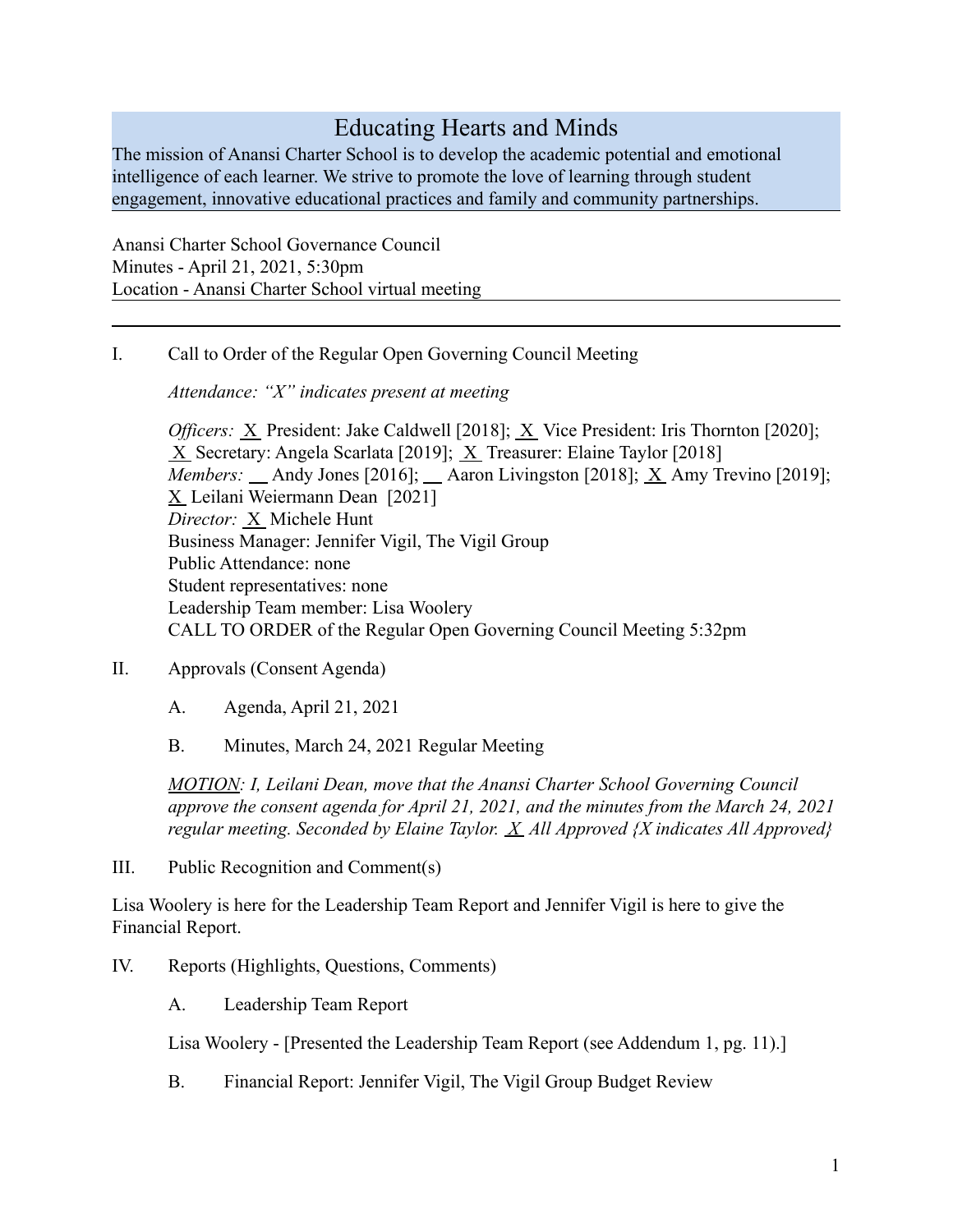# Educating Hearts and Minds

The mission of Anansi Charter School is to develop the academic potential and emotional intelligence of each learner. We strive to promote the love of learning through student engagement, innovative educational practices and family and community partnerships.

---

Anansi Charter School Governance Council
Minutes - April 21, 2021, 5:30pm
Location - Anansi Charter School virtual meeting

---

I. Call to Order of the Regular Open Governing Council Meeting

*Attendance: "X" indicates present at meeting*

*Officers:* X President: Jake Caldwell [2018]; X Vice President: Iris Thornton [2020]; X Secretary: Angela Scarlata [2019]; X Treasurer: Elaine Taylor [2018]
*Members:* __ Andy Jones [2016]; __ Aaron Livingston [2018]; X Amy Trevino [2019]; X Leilani Weiermann Dean [2021]
*Director:* X Michele Hunt
Business Manager: Jennifer Vigil, The Vigil Group
Public Attendance: none
Student representatives: none
Leadership Team member: Lisa Woolery
CALL TO ORDER of the Regular Open Governing Council Meeting 5:32pm

II. Approvals (Consent Agenda)

A. Agenda, April 21, 2021

B. Minutes, March 24, 2021 Regular Meeting

*MOTION: I, Leilani Dean, move that the Anansi Charter School Governing Council approve the consent agenda for April 21, 2021, and the minutes from the March 24, 2021 regular meeting. Seconded by Elaine Taylor. X All Approved {X indicates All Approved}*

III. Public Recognition and Comment(s)

Lisa Woolery is here for the Leadership Team Report and Jennifer Vigil is here to give the Financial Report.

IV. Reports (Highlights, Questions, Comments)

A. Leadership Team Report

Lisa Woolery - [Presented the Leadership Team Report (see Addendum 1, pg. 11).]

B. Financial Report: Jennifer Vigil, The Vigil Group Budget Review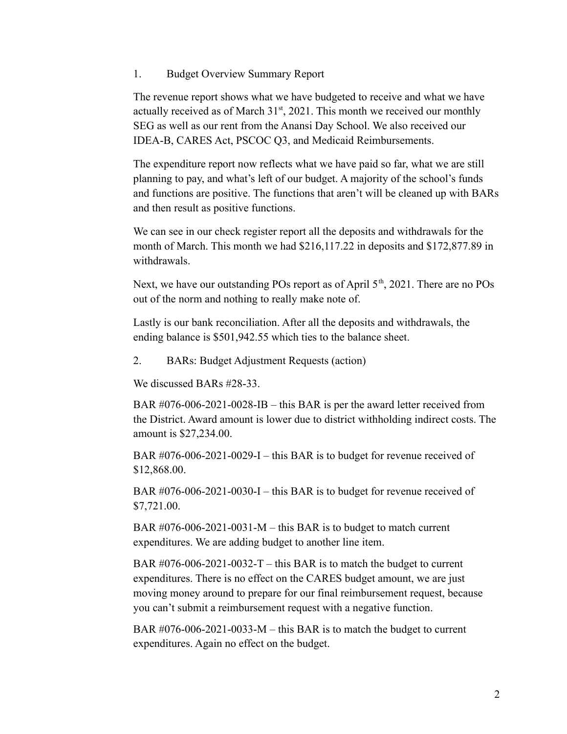1. Budget Overview Summary Report

The revenue report shows what we have budgeted to receive and what we have actually received as of March 31st, 2021. This month we received our monthly SEG as well as our rent from the Anansi Day School. We also received our IDEA-B, CARES Act, PSCOC Q3, and Medicaid Reimbursements.

The expenditure report now reflects what we have paid so far, what we are still planning to pay, and what's left of our budget. A majority of the school's funds and functions are positive. The functions that aren't will be cleaned up with BARs and then result as positive functions.

We can see in our check register report all the deposits and withdrawals for the month of March. This month we had $216,117.22 in deposits and $172,877.89 in withdrawals.

Next, we have our outstanding POs report as of April 5th, 2021. There are no POs out of the norm and nothing to really make note of.

Lastly is our bank reconciliation. After all the deposits and withdrawals, the ending balance is $501,942.55 which ties to the balance sheet.

2. BARs: Budget Adjustment Requests (action)

We discussed BARs #28-33.

BAR #076-006-2021-0028-IB – this BAR is per the award letter received from the District. Award amount is lower due to district withholding indirect costs. The amount is $27,234.00.

BAR #076-006-2021-0029-I – this BAR is to budget for revenue received of $12,868.00.

BAR #076-006-2021-0030-I – this BAR is to budget for revenue received of $7,721.00.

BAR #076-006-2021-0031-M – this BAR is to budget to match current expenditures. We are adding budget to another line item.

BAR #076-006-2021-0032-T – this BAR is to match the budget to current expenditures. There is no effect on the CARES budget amount, we are just moving money around to prepare for our final reimbursement request, because you can't submit a reimbursement request with a negative function.

BAR #076-006-2021-0033-M – this BAR is to match the budget to current expenditures. Again no effect on the budget.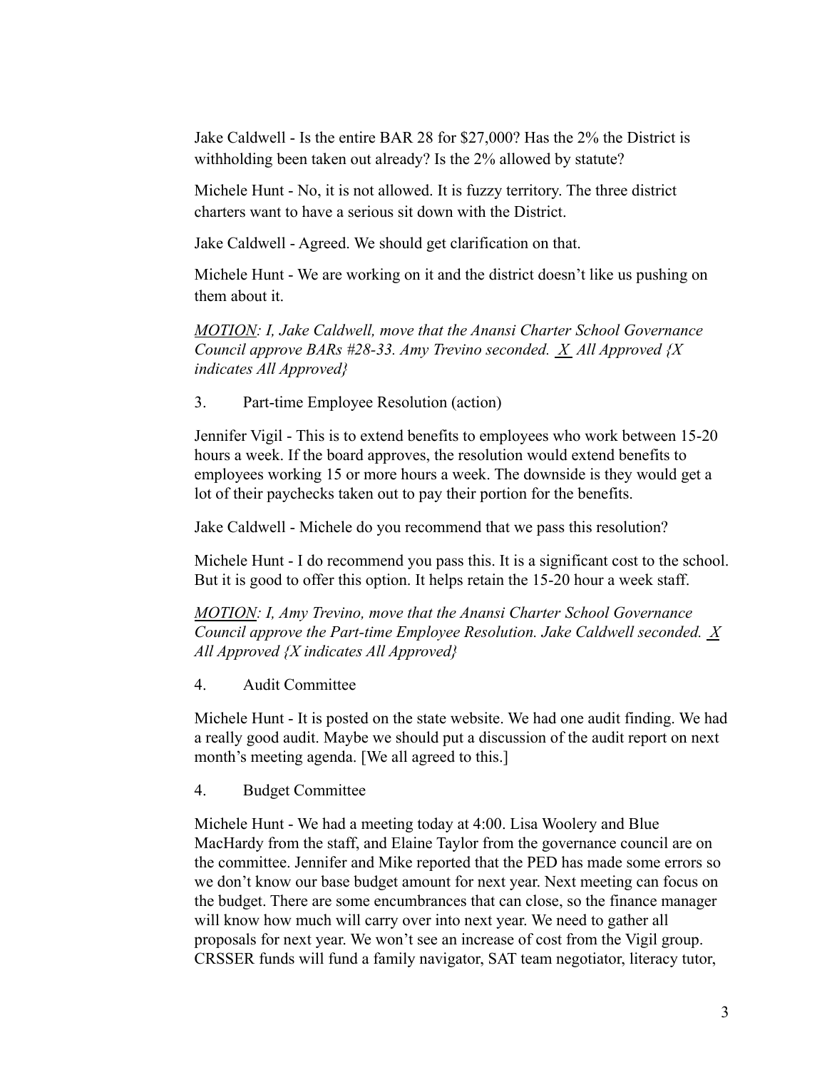Jake Caldwell - Is the entire BAR 28 for $27,000? Has the 2% the District is withholding been taken out already? Is the 2% allowed by statute?

Michele Hunt - No, it is not allowed. It is fuzzy territory. The three district charters want to have a serious sit down with the District.

Jake Caldwell - Agreed. We should get clarification on that.

Michele Hunt - We are working on it and the district doesn't like us pushing on them about it.

*<u>MOTION</u>: I, Jake Caldwell, move that the Anansi Charter School Governance Council approve BARs #28-33. Amy Trevino seconded. <u>X</u> All Approved {X indicates All Approved}*

3. Part-time Employee Resolution (action)

Jennifer Vigil - This is to extend benefits to employees who work between 15-20 hours a week. If the board approves, the resolution would extend benefits to employees working 15 or more hours a week. The downside is they would get a lot of their paychecks taken out to pay their portion for the benefits.

Jake Caldwell - Michele do you recommend that we pass this resolution?

Michele Hunt - I do recommend you pass this. It is a significant cost to the school. But it is good to offer this option. It helps retain the 15-20 hour a week staff.

*<u>MOTION</u>: I, Amy Trevino, move that the Anansi Charter School Governance Council approve the Part-time Employee Resolution. Jake Caldwell seconded. <u>X</u> All Approved {X indicates All Approved}*

4. Audit Committee

Michele Hunt - It is posted on the state website. We had one audit finding. We had a really good audit. Maybe we should put a discussion of the audit report on next month's meeting agenda. [We all agreed to this.]

4. Budget Committee

Michele Hunt - We had a meeting today at 4:00. Lisa Woolery and Blue MacHardy from the staff, and Elaine Taylor from the governance council are on the committee. Jennifer and Mike reported that the PED has made some errors so we don't know our base budget amount for next year. Next meeting can focus on the budget. There are some encumbrances that can close, so the finance manager will know how much will carry over into next year. We need to gather all proposals for next year. We won't see an increase of cost from the Vigil group. CRSSER funds will fund a family navigator, SAT team negotiator, literacy tutor,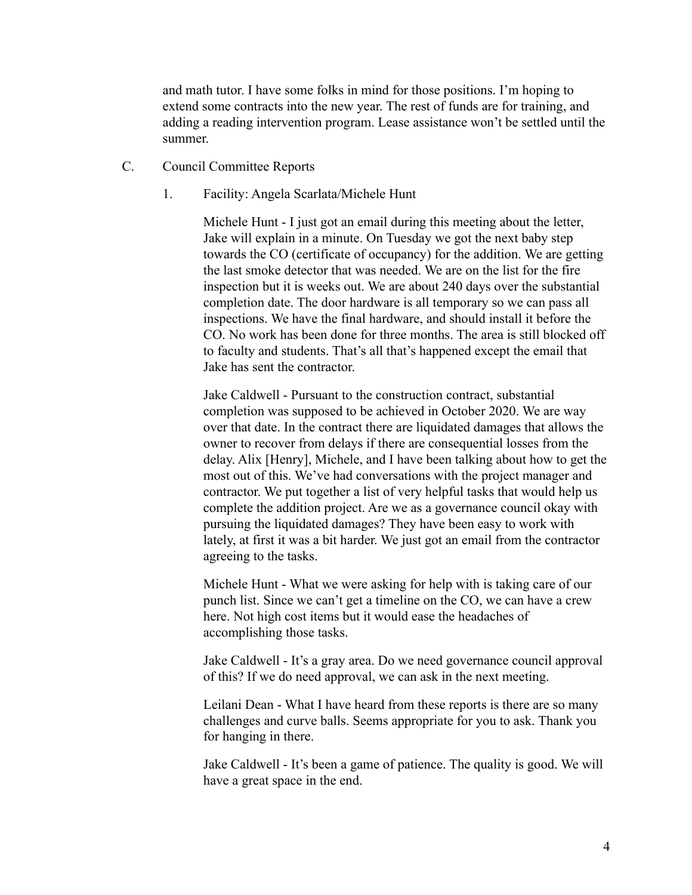and math tutor. I have some folks in mind for those positions. I'm hoping to extend some contracts into the new year. The rest of funds are for training, and adding a reading intervention program. Lease assistance won't be settled until the summer.

C. Council Committee Reports

1. Facility: Angela Scarlata/Michele Hunt

Michele Hunt - I just got an email during this meeting about the letter, Jake will explain in a minute. On Tuesday we got the next baby step towards the CO (certificate of occupancy) for the addition. We are getting the last smoke detector that was needed. We are on the list for the fire inspection but it is weeks out. We are about 240 days over the substantial completion date. The door hardware is all temporary so we can pass all inspections. We have the final hardware, and should install it before the CO. No work has been done for three months. The area is still blocked off to faculty and students. That's all that's happened except the email that Jake has sent the contractor.

Jake Caldwell - Pursuant to the construction contract, substantial completion was supposed to be achieved in October 2020. We are way over that date. In the contract there are liquidated damages that allows the owner to recover from delays if there are consequential losses from the delay. Alix [Henry], Michele, and I have been talking about how to get the most out of this. We've had conversations with the project manager and contractor. We put together a list of very helpful tasks that would help us complete the addition project. Are we as a governance council okay with pursuing the liquidated damages? They have been easy to work with lately, at first it was a bit harder. We just got an email from the contractor agreeing to the tasks.

Michele Hunt - What we were asking for help with is taking care of our punch list. Since we can't get a timeline on the CO, we can have a crew here. Not high cost items but it would ease the headaches of accomplishing those tasks.

Jake Caldwell - It's a gray area. Do we need governance council approval of this? If we do need approval, we can ask in the next meeting.

Leilani Dean - What I have heard from these reports is there are so many challenges and curve balls. Seems appropriate for you to ask. Thank you for hanging in there.

Jake Caldwell - It's been a game of patience. The quality is good. We will have a great space in the end.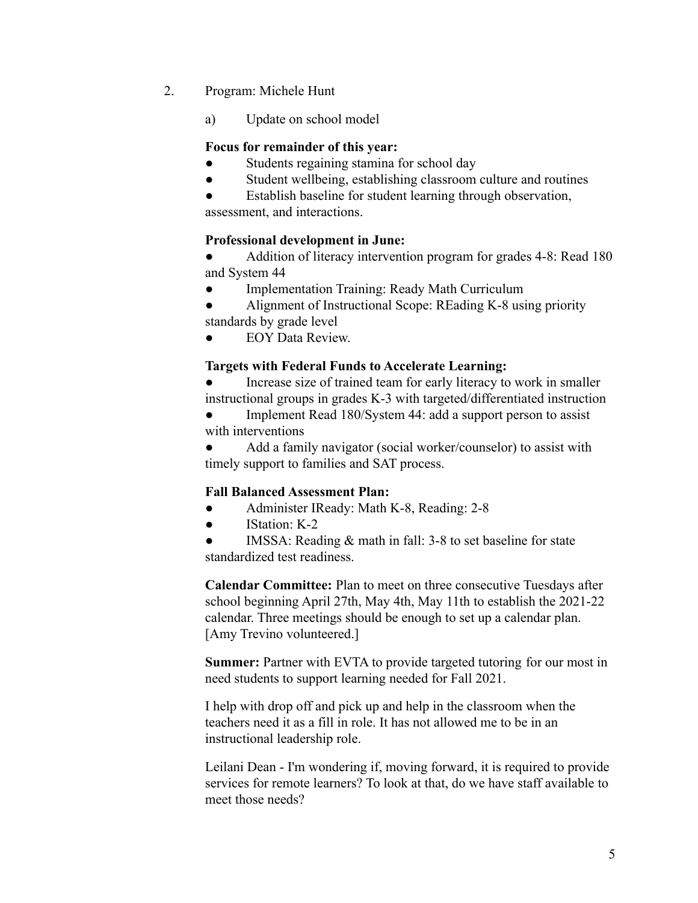2. Program: Michele Hunt

   a) Update on school model

**Focus for remainder of this year:**

- Students regaining stamina for school day
- Student wellbeing, establishing classroom culture and routines
- Establish baseline for student learning through observation, assessment, and interactions.

**Professional development in June:**

- Addition of literacy intervention program for grades 4-8: Read 180 and System 44
- Implementation Training: Ready Math Curriculum
- Alignment of Instructional Scope: REading K-8 using priority standards by grade level
- EOY Data Review.

**Targets with Federal Funds to Accelerate Learning:**

- Increase size of trained team for early literacy to work in smaller instructional groups in grades K-3 with targeted/differentiated instruction
- Implement Read 180/System 44: add a support person to assist with interventions
- Add a family navigator (social worker/counselor) to assist with timely support to families and SAT process.

**Fall Balanced Assessment Plan:**

- Administer IReady: Math K-8, Reading: 2-8
- IStation: K-2
- IMSSA: Reading & math in fall: 3-8 to set baseline for state standardized test readiness.

**Calendar Committee:** Plan to meet on three consecutive Tuesdays after school beginning April 27th, May 4th, May 11th to establish the 2021-22 calendar. Three meetings should be enough to set up a calendar plan. [Amy Trevino volunteered.]

**Summer:** Partner with EVTA to provide targeted tutoring for our most in need students to support learning needed for Fall 2021.

I help with drop off and pick up and help in the classroom when the teachers need it as a fill in role. It has not allowed me to be in an instructional leadership role.

Leilani Dean - I'm wondering if, moving forward, it is required to provide services for remote learners? To look at that, do we have staff available to meet those needs?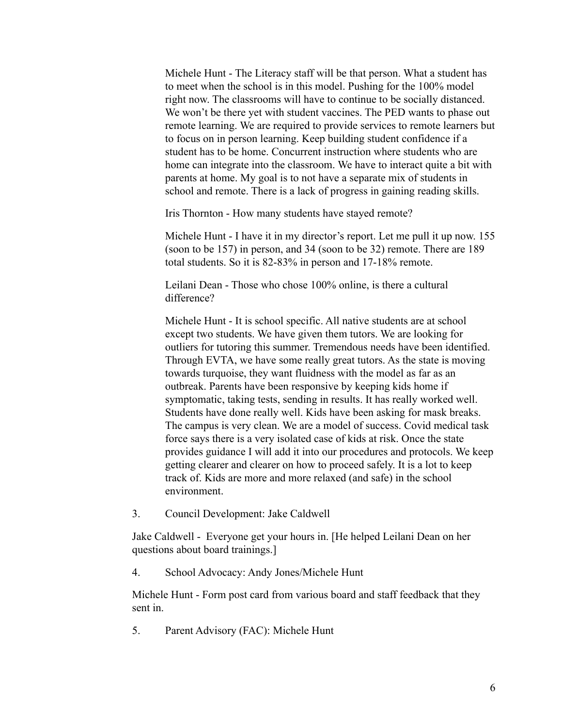Michele Hunt - The Literacy staff will be that person. What a student has to meet when the school is in this model. Pushing for the 100% model right now. The classrooms will have to continue to be socially distanced. We won't be there yet with student vaccines. The PED wants to phase out remote learning. We are required to provide services to remote learners but to focus on in person learning. Keep building student confidence if a student has to be home. Concurrent instruction where students who are home can integrate into the classroom. We have to interact quite a bit with parents at home. My goal is to not have a separate mix of students in school and remote. There is a lack of progress in gaining reading skills.

Iris Thornton - How many students have stayed remote?

Michele Hunt - I have it in my director's report. Let me pull it up now. 155 (soon to be 157) in person, and 34 (soon to be 32) remote. There are 189 total students. So it is 82-83% in person and 17-18% remote.

Leilani Dean - Those who chose 100% online, is there a cultural difference?

Michele Hunt - It is school specific. All native students are at school except two students. We have given them tutors. We are looking for outliers for tutoring this summer. Tremendous needs have been identified. Through EVTA, we have some really great tutors. As the state is moving towards turquoise, they want fluidness with the model as far as an outbreak. Parents have been responsive by keeping kids home if symptomatic, taking tests, sending in results. It has really worked well. Students have done really well. Kids have been asking for mask breaks. The campus is very clean. We are a model of success. Covid medical task force says there is a very isolated case of kids at risk. Once the state provides guidance I will add it into our procedures and protocols. We keep getting clearer and clearer on how to proceed safely. It is a lot to keep track of. Kids are more and more relaxed (and safe) in the school environment.

3. Council Development: Jake Caldwell

Jake Caldwell - Everyone get your hours in. [He helped Leilani Dean on her questions about board trainings.]

4. School Advocacy: Andy Jones/Michele Hunt

Michele Hunt - Form post card from various board and staff feedback that they sent in.

5. Parent Advisory (FAC): Michele Hunt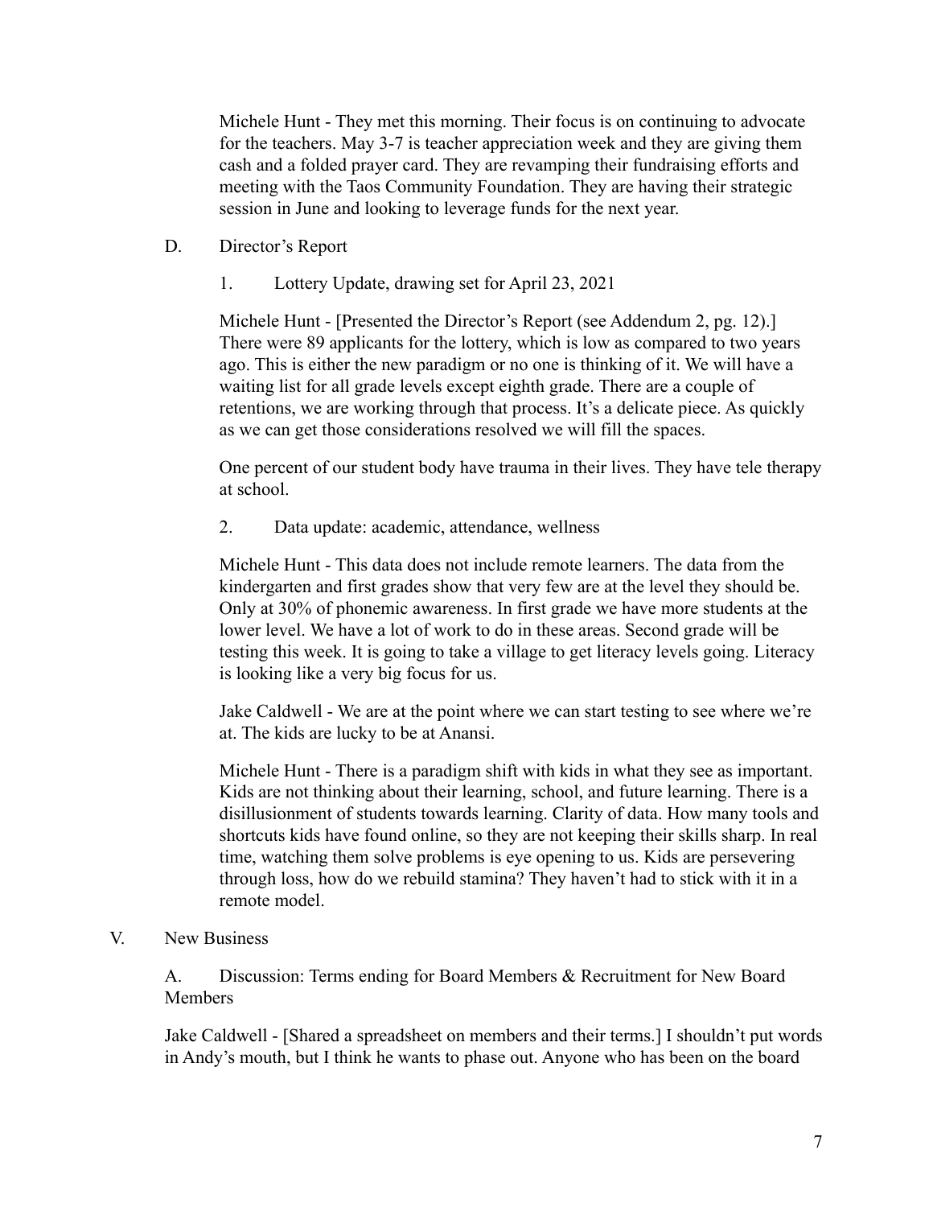Michele Hunt - They met this morning. Their focus is on continuing to advocate for the teachers. May 3-7 is teacher appreciation week and they are giving them cash and a folded prayer card. They are revamping their fundraising efforts and meeting with the Taos Community Foundation. They are having their strategic session in June and looking to leverage funds for the next year.

D. Director's Report

1. Lottery Update, drawing set for April 23, 2021

Michele Hunt - [Presented the Director's Report (see Addendum 2, pg. 12).] There were 89 applicants for the lottery, which is low as compared to two years ago. This is either the new paradigm or no one is thinking of it. We will have a waiting list for all grade levels except eighth grade. There are a couple of retentions, we are working through that process. It's a delicate piece. As quickly as we can get those considerations resolved we will fill the spaces.

One percent of our student body have trauma in their lives. They have tele therapy at school.

2. Data update: academic, attendance, wellness

Michele Hunt - This data does not include remote learners. The data from the kindergarten and first grades show that very few are at the level they should be. Only at 30% of phonemic awareness. In first grade we have more students at the lower level. We have a lot of work to do in these areas. Second grade will be testing this week. It is going to take a village to get literacy levels going. Literacy is looking like a very big focus for us.

Jake Caldwell - We are at the point where we can start testing to see where we're at. The kids are lucky to be at Anansi.

Michele Hunt - There is a paradigm shift with kids in what they see as important. Kids are not thinking about their learning, school, and future learning. There is a disillusionment of students towards learning. Clarity of data. How many tools and shortcuts kids have found online, so they are not keeping their skills sharp. In real time, watching them solve problems is eye opening to us. Kids are persevering through loss, how do we rebuild stamina? They haven't had to stick with it in a remote model.

V. New Business

A. Discussion: Terms ending for Board Members & Recruitment for New Board Members

Jake Caldwell - [Shared a spreadsheet on members and their terms.] I shouldn't put words in Andy's mouth, but I think he wants to phase out. Anyone who has been on the board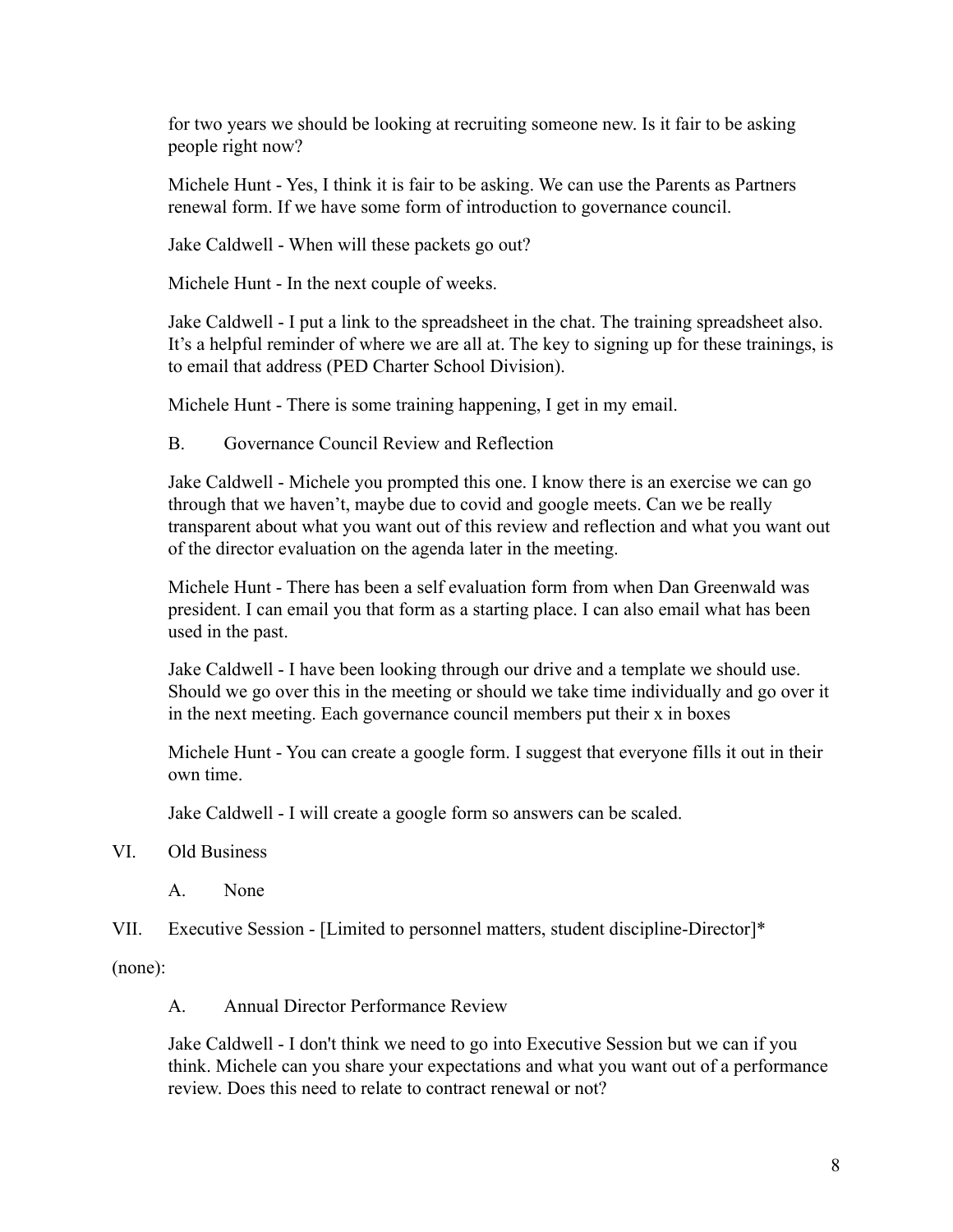for two years we should be looking at recruiting someone new. Is it fair to be asking people right now?

Michele Hunt - Yes, I think it is fair to be asking. We can use the Parents as Partners renewal form. If we have some form of introduction to governance council.

Jake Caldwell - When will these packets go out?

Michele Hunt - In the next couple of weeks.

Jake Caldwell - I put a link to the spreadsheet in the chat. The training spreadsheet also. It's a helpful reminder of where we are all at. The key to signing up for these trainings, is to email that address (PED Charter School Division).

Michele Hunt - There is some training happening, I get in my email.

B. Governance Council Review and Reflection

Jake Caldwell - Michele you prompted this one. I know there is an exercise we can go through that we haven't, maybe due to covid and google meets. Can we be really transparent about what you want out of this review and reflection and what you want out of the director evaluation on the agenda later in the meeting.

Michele Hunt - There has been a self evaluation form from when Dan Greenwald was president. I can email you that form as a starting place. I can also email what has been used in the past.

Jake Caldwell - I have been looking through our drive and a template we should use. Should we go over this in the meeting or should we take time individually and go over it in the next meeting. Each governance council members put their x in boxes

Michele Hunt - You can create a google form. I suggest that everyone fills it out in their own time.

Jake Caldwell - I will create a google form so answers can be scaled.

VI. Old Business

A. None

VII. Executive Session - [Limited to personnel matters, student discipline-Director]*

(none):

A. Annual Director Performance Review

Jake Caldwell - I don't think we need to go into Executive Session but we can if you think. Michele can you share your expectations and what you want out of a performance review. Does this need to relate to contract renewal or not?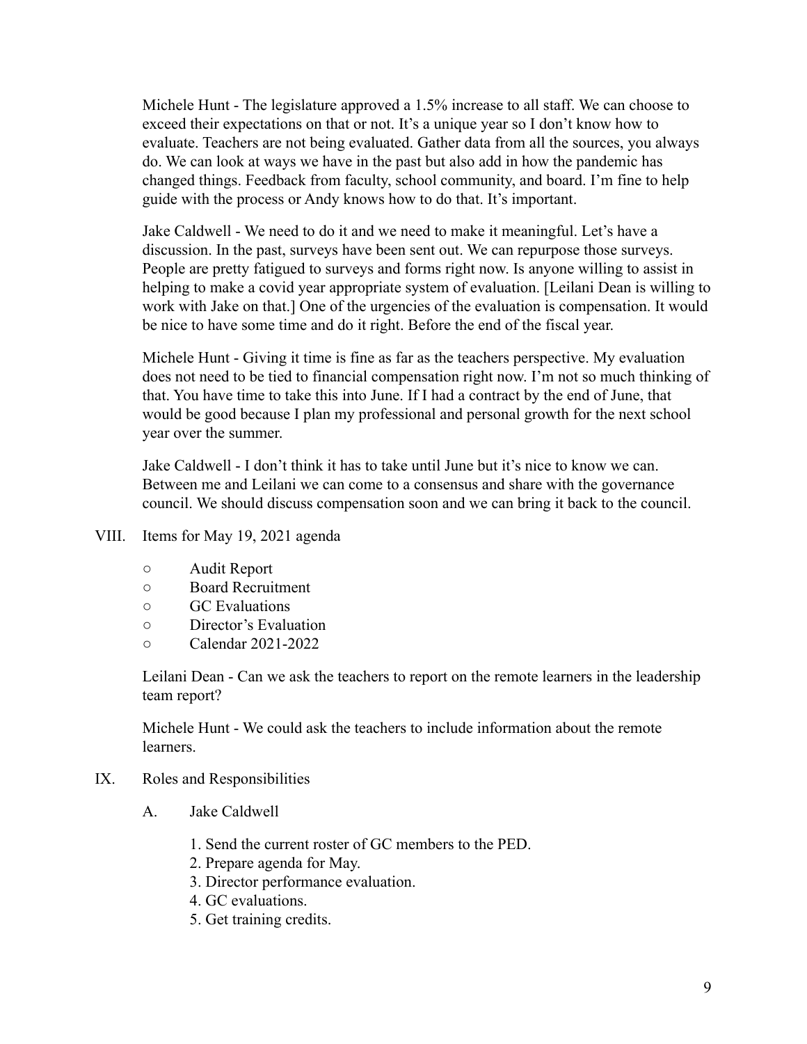Michele Hunt - The legislature approved a 1.5% increase to all staff. We can choose to exceed their expectations on that or not. It's a unique year so I don't know how to evaluate. Teachers are not being evaluated. Gather data from all the sources, you always do. We can look at ways we have in the past but also add in how the pandemic has changed things. Feedback from faculty, school community, and board. I'm fine to help guide with the process or Andy knows how to do that. It's important.

Jake Caldwell - We need to do it and we need to make it meaningful. Let's have a discussion. In the past, surveys have been sent out. We can repurpose those surveys. People are pretty fatigued to surveys and forms right now. Is anyone willing to assist in helping to make a covid year appropriate system of evaluation. [Leilani Dean is willing to work with Jake on that.] One of the urgencies of the evaluation is compensation. It would be nice to have some time and do it right. Before the end of the fiscal year.

Michele Hunt - Giving it time is fine as far as the teachers perspective. My evaluation does not need to be tied to financial compensation right now. I'm not so much thinking of that. You have time to take this into June. If I had a contract by the end of June, that would be good because I plan my professional and personal growth for the next school year over the summer.

Jake Caldwell - I don't think it has to take until June but it's nice to know we can. Between me and Leilani we can come to a consensus and share with the governance council. We should discuss compensation soon and we can bring it back to the council.

VIII. Items for May 19, 2021 agenda

- Audit Report
- Board Recruitment
- GC Evaluations
- Director's Evaluation
- Calendar 2021-2022

Leilani Dean - Can we ask the teachers to report on the remote learners in the leadership team report?

Michele Hunt - We could ask the teachers to include information about the remote learners.

IX. Roles and Responsibilities

A. Jake Caldwell

1. Send the current roster of GC members to the PED.
2. Prepare agenda for May.
3. Director performance evaluation.
4. GC evaluations.
5. Get training credits.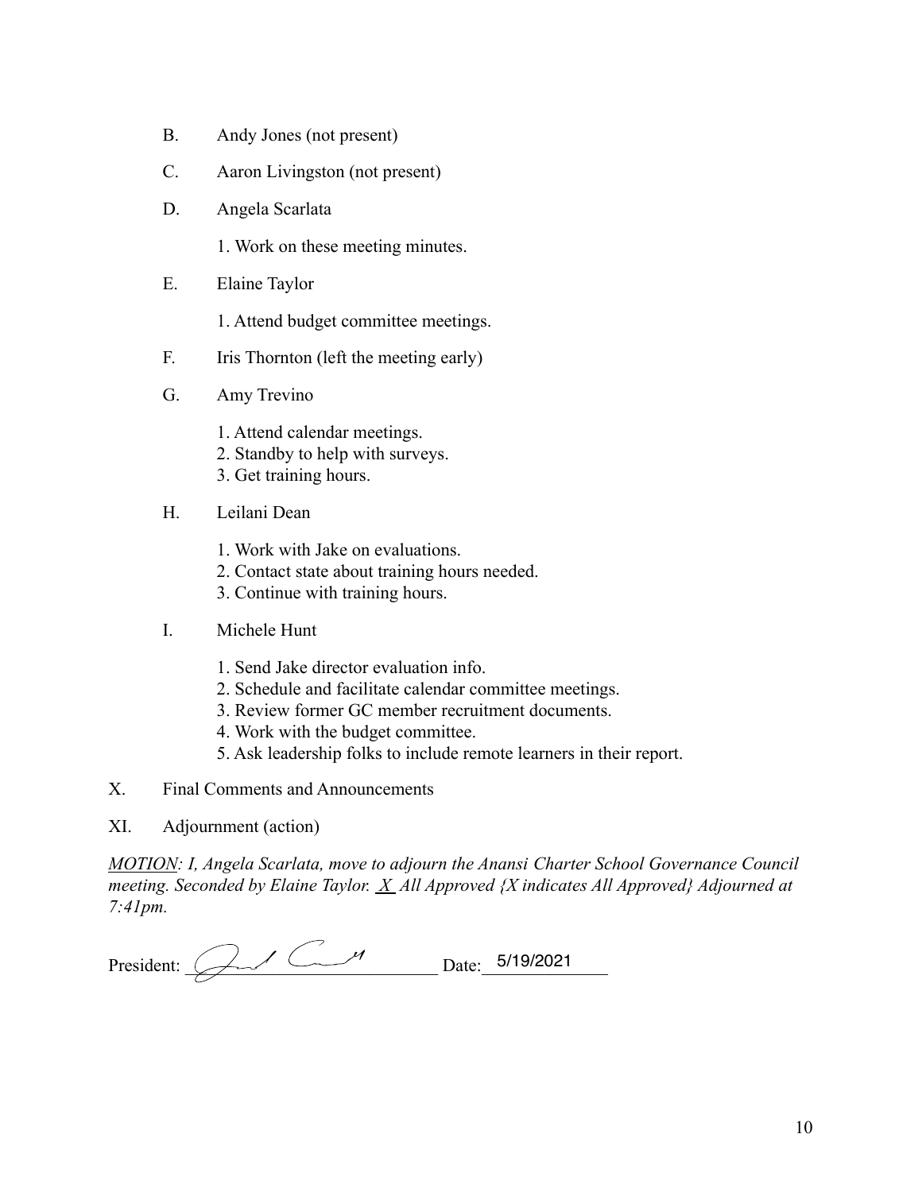B. Andy Jones (not present)

C. Aaron Livingston (not present)

D. Angela Scarlata

1. Work on these meeting minutes.

E. Elaine Taylor

1. Attend budget committee meetings.

F. Iris Thornton (left the meeting early)

G. Amy Trevino

1. Attend calendar meetings.
2. Standby to help with surveys.
3. Get training hours.

H. Leilani Dean

1. Work with Jake on evaluations.
2. Contact state about training hours needed.
3. Continue with training hours.

I. Michele Hunt

1. Send Jake director evaluation info.
2. Schedule and facilitate calendar committee meetings.
3. Review former GC member recruitment documents.
4. Work with the budget committee.
5. Ask leadership folks to include remote learners in their report.

X. Final Comments and Announcements

XI. Adjournment (action)

*MOTION: I, Angela Scarlata, move to adjourn the Anansi Charter School Governance Council meeting. Seconded by Elaine Taylor.* _X_ *All Approved {X indicates All Approved} Adjourned at 7:41pm.*

President: ________________________ Date: 5/19/2021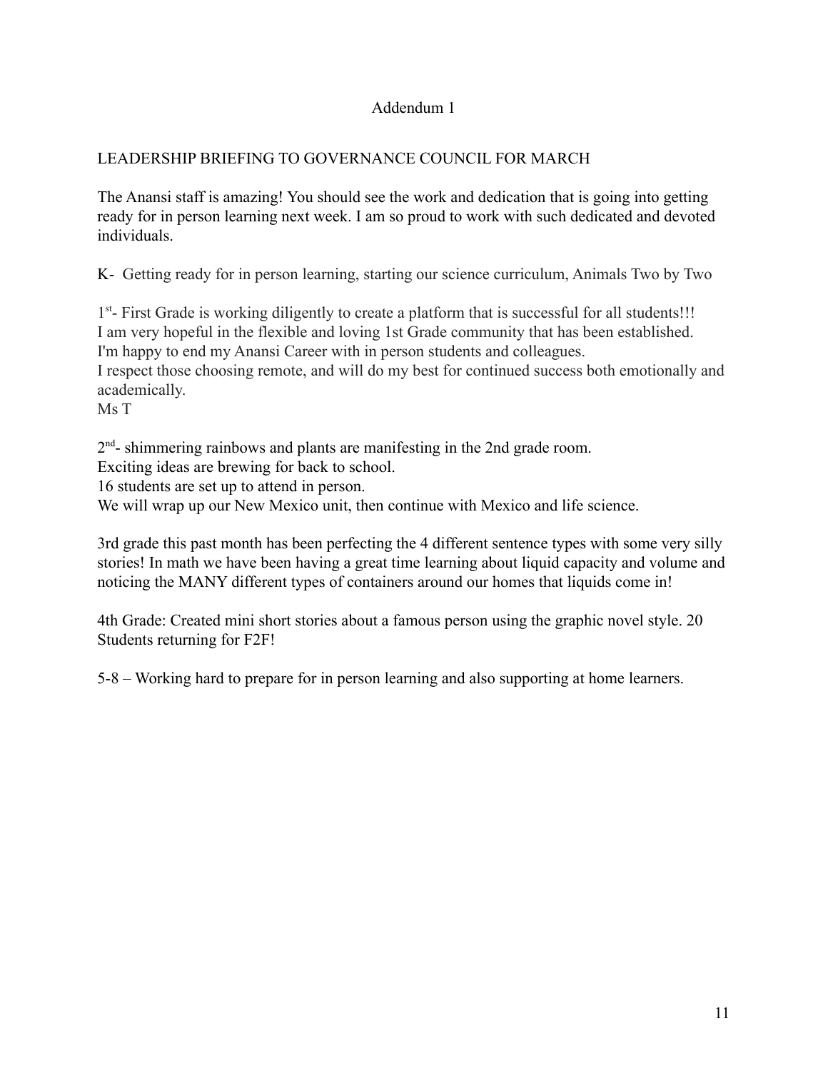Addendum 1

LEADERSHIP BRIEFING TO GOVERNANCE COUNCIL FOR MARCH

The Anansi staff is amazing! You should see the work and dedication that is going into getting ready for in person learning next week. I am so proud to work with such dedicated and devoted individuals.

K- Getting ready for in person learning, starting our science curriculum, Animals Two by Two

1st- First Grade is working diligently to create a platform that is successful for all students!!!
I am very hopeful in the flexible and loving 1st Grade community that has been established.
I'm happy to end my Anansi Career with in person students and colleagues.
I respect those choosing remote, and will do my best for continued success both emotionally and academically.
Ms T

2nd- shimmering rainbows and plants are manifesting in the 2nd grade room.
Exciting ideas are brewing for back to school.
16 students are set up to attend in person.
We will wrap up our New Mexico unit, then continue with Mexico and life science.

3rd grade this past month has been perfecting the 4 different sentence types with some very silly stories! In math we have been having a great time learning about liquid capacity and volume and noticing the MANY different types of containers around our homes that liquids come in!

4th Grade: Created mini short stories about a famous person using the graphic novel style. 20 Students returning for F2F!

5-8 – Working hard to prepare for in person learning and also supporting at home learners.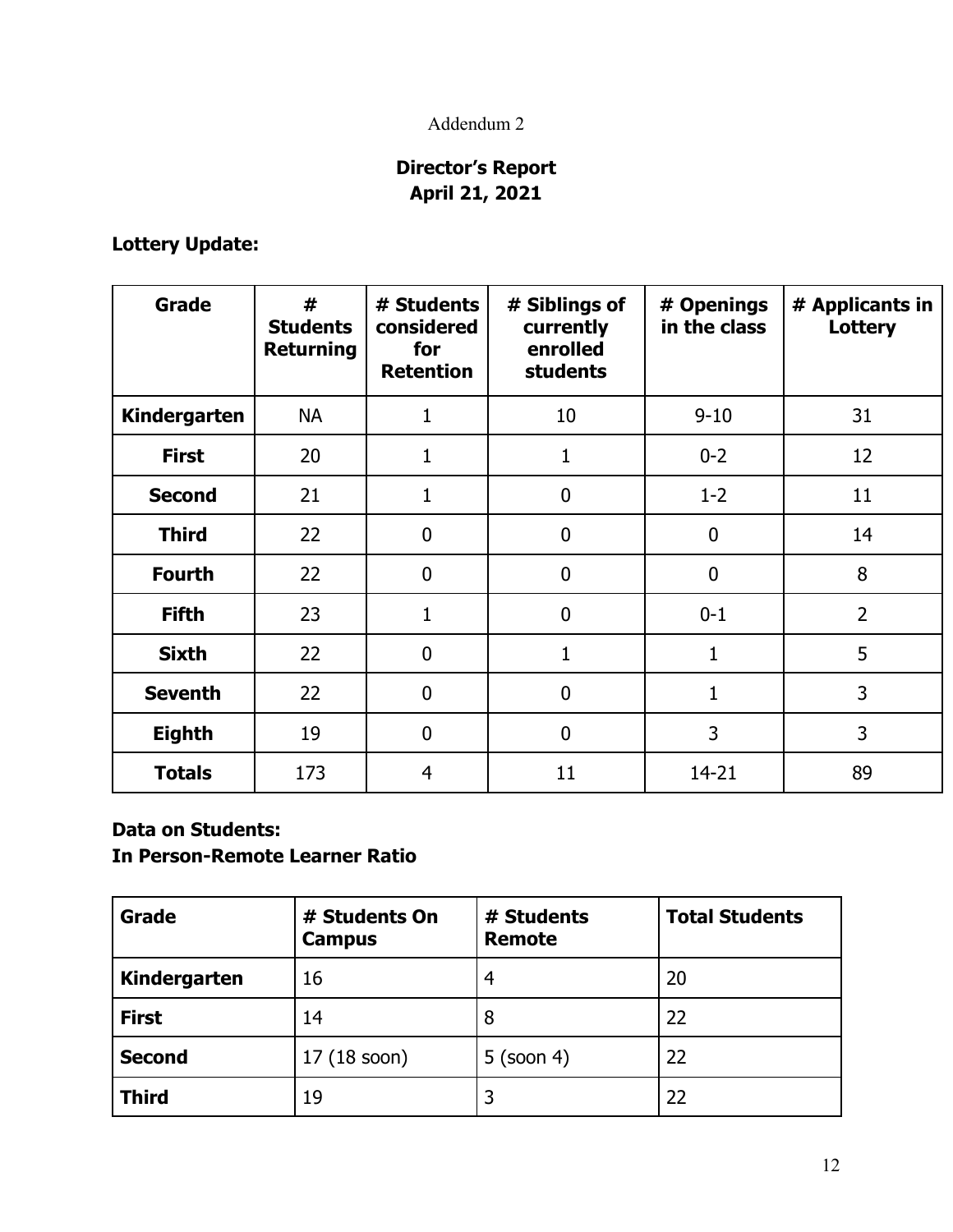Addendum 2

## Director's Report
## April 21, 2021

### Lottery Update:

| Grade | # Students Returning | # Students considered for Retention | # Siblings of currently enrolled students | # Openings in the class | # Applicants in Lottery |
|---|---|---|---|---|---|
| **Kindergarten** | NA | 1 | 10 | 9-10 | 31 |
| **First** | 20 | 1 | 1 | 0-2 | 12 |
| **Second** | 21 | 1 | 0 | 1-2 | 11 |
| **Third** | 22 | 0 | 0 | 0 | 14 |
| **Fourth** | 22 | 0 | 0 | 0 | 8 |
| **Fifth** | 23 | 1 | 0 | 0-1 | 2 |
| **Sixth** | 22 | 0 | 1 | 1 | 5 |
| **Seventh** | 22 | 0 | 0 | 1 | 3 |
| **Eighth** | 19 | 0 | 0 | 3 | 3 |
| **Totals** | 173 | 4 | 11 | 14-21 | 89 |

### Data on Students:
### In Person-Remote Learner Ratio

| Grade | # Students On Campus | # Students Remote | Total Students |
|---|---|---|---|
| **Kindergarten** | 16 | 4 | 20 |
| **First** | 14 | 8 | 22 |
| **Second** | 17 (18 soon) | 5 (soon 4) | 22 |
| **Third** | 19 | 3 | 22 |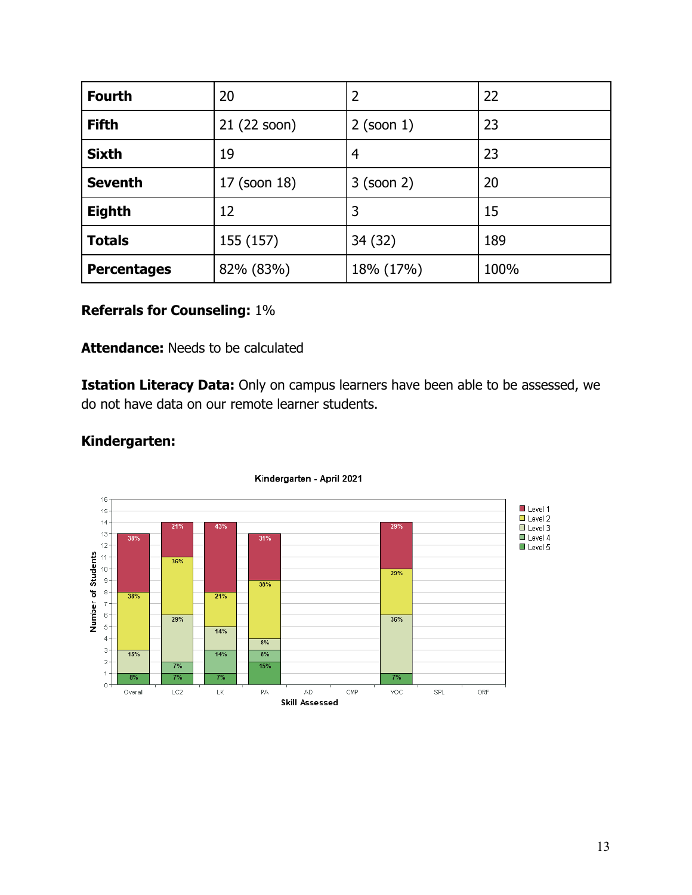| Fourth | 20 | 2 | 22 |
|---|---|---|---|
| **Fifth** | 21 (22 soon) | 2 (soon 1) | 23 |
| **Sixth** | 19 | 4 | 23 |
| **Seventh** | 17 (soon 18) | 3 (soon 2) | 20 |
| **Eighth** | 12 | 3 | 15 |
| **Totals** | 155 (157) | 34 (32) | 189 |
| **Percentages** | 82% (83%) | 18% (17%) | 100% |

**Referrals for Counseling:** 1%

**Attendance:** Needs to be calculated

**Istation Literacy Data:** Only on campus learners have been able to be assessed, we do not have data on our remote learner students.

**Kindergarten:**

Kindergarten - April 2021

| Skill Assessed | Level 1 | Level 2 | Level 3 | Level 4 | Level 5 |
|---|---|---|---|---|---|
| Overall | 38% | 38% | 15% | | 8% |
| LC2 | 21% | 36% | 29% | 7% | 7% |
| LK | 43% | 21% | 14% | 14% | 7% |
| PA | 31% | 38% | 8% | 8% | 15% |
| AD | | | | | |
| CMP | | | | | |
| VOC | 29% | 29% | 36% | | 7% |
| SPL | | | | | |
| ORF | | | | | |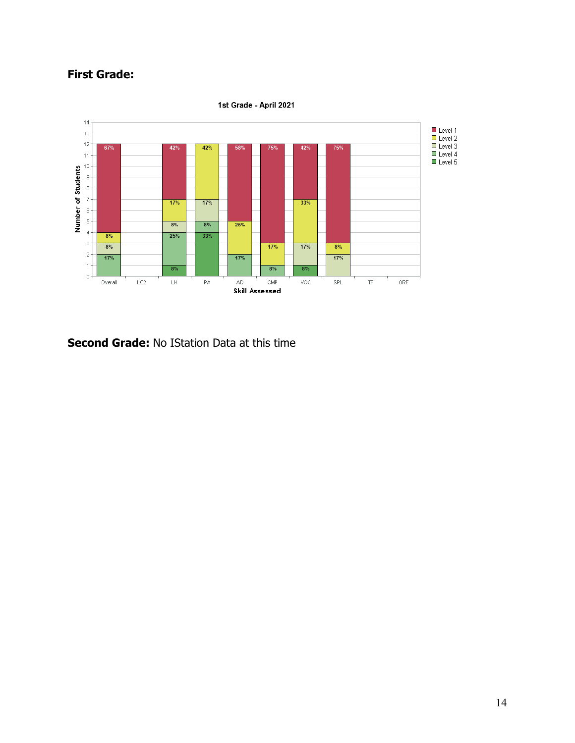**First Grade:**

1st Grade - April 2021

Number of Students

Skill Assessed

Overall LC2 LK PA AD CMP VOC SPL TF ORF

Level 1
Level 2
Level 3
Level 4
Level 5

67% 8% 8% 17%

42% 17% 8% 25% 8%

42% 17% 8% 33%

58% 25% 17%

75% 17% 8%

42% 33% 17% 8%

75% 8% 17%

**Second Grade:** No IStation Data at this time